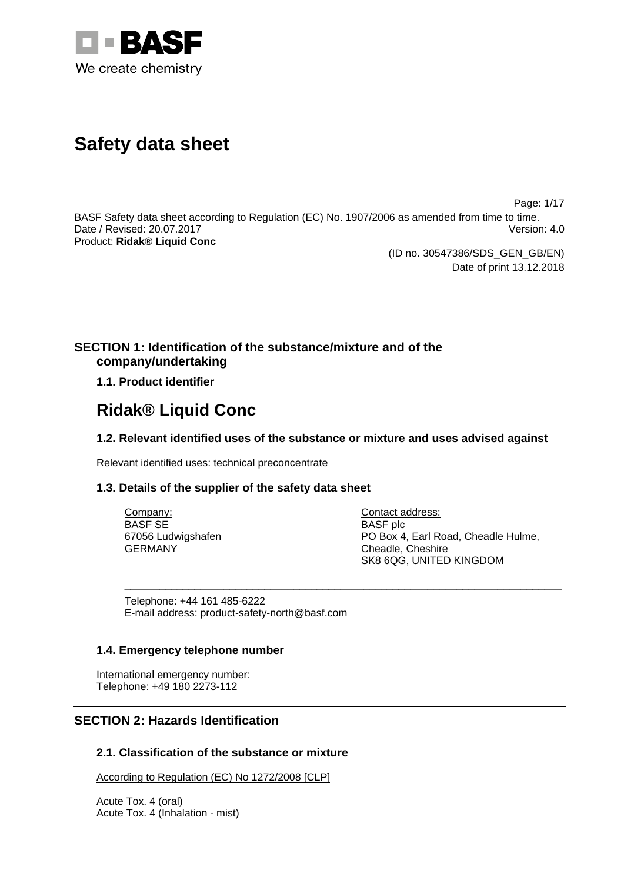# Safety data sheet

BASF Safety data sheet according to Regulation (EC) No. 1907/2006 as amended from time to time.
Date / Revised: 20.07.2017 Version: 4.0
Product: **Ridak® Liquid Conc**

(ID no. 30547386/SDS_GEN_GB/EN)
Date of print 13.12.2018

## SECTION 1: Identification of the substance/mixture and of the company/undertaking

### 1.1. Product identifier

# Ridak® Liquid Conc

### 1.2. Relevant identified uses of the substance or mixture and uses advised against

Relevant identified uses: technical preconcentrate

### 1.3. Details of the supplier of the safety data sheet

Company:
BASF SE
67056 Ludwigshafen
GERMANY

Contact address:
BASF plc
PO Box 4, Earl Road, Cheadle Hulme,
Cheadle, Cheshire
SK8 6QG, UNITED KINGDOM

Telephone: +44 161 485-6222
E-mail address: product-safety-north@basf.com

### 1.4. Emergency telephone number

International emergency number:
Telephone: +49 180 2273-112

## SECTION 2: Hazards Identification

### 2.1. Classification of the substance or mixture

According to Regulation (EC) No 1272/2008 [CLP]

Acute Tox. 4 (oral)
Acute Tox. 4 (Inhalation - mist)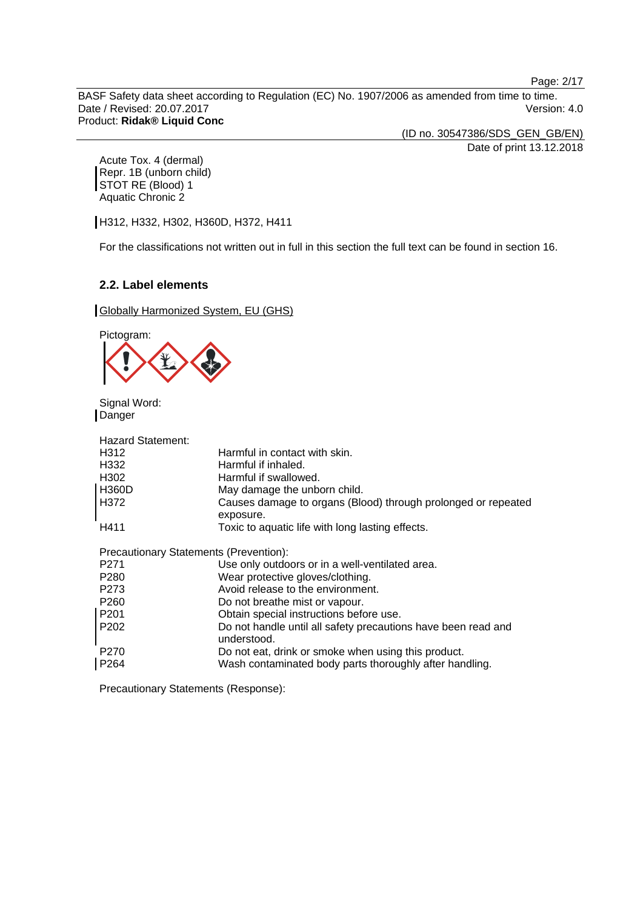Acute Tox. 4 (dermal)
Repr. 1B (unborn child)
STOT RE (Blood) 1
Aquatic Chronic 2

H312, H332, H302, H360D, H372, H411

For the classifications not written out in full in this section the full text can be found in section 16.

### 2.2. Label elements

Globally Harmonized System, EU (GHS)

Pictogram:

Signal Word:
Danger

Hazard Statement:

| | |
|---|---|
| H312 | Harmful in contact with skin. |
| H332 | Harmful if inhaled. |
| H302 | Harmful if swallowed. |
| H360D | May damage the unborn child. |
| H372 | Causes damage to organs (Blood) through prolonged or repeated exposure. |
| H411 | Toxic to aquatic life with long lasting effects. |

Precautionary Statements (Prevention):

| | |
|---|---|
| P271 | Use only outdoors or in a well-ventilated area. |
| P280 | Wear protective gloves/clothing. |
| P273 | Avoid release to the environment. |
| P260 | Do not breathe mist or vapour. |
| P201 | Obtain special instructions before use. |
| P202 | Do not handle until all safety precautions have been read and understood. |
| P270 | Do not eat, drink or smoke when using this product. |
| P264 | Wash contaminated body parts thoroughly after handling. |

Precautionary Statements (Response):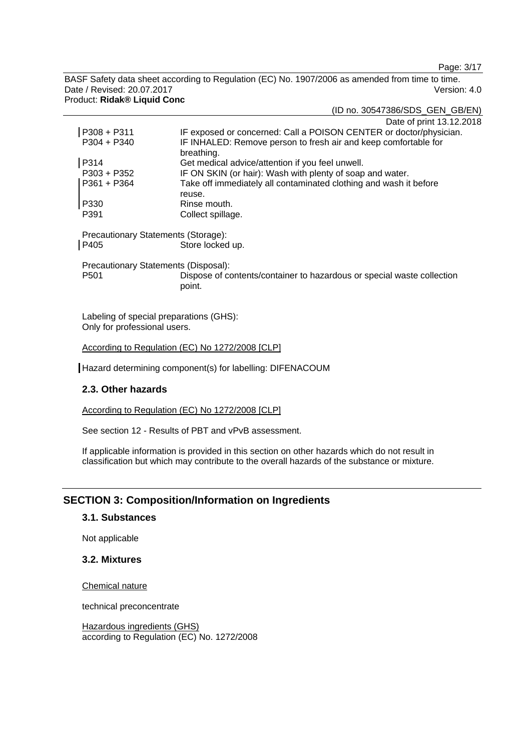| | |
|---|---|
| P308 + P311 | IF exposed or concerned: Call a POISON CENTER or doctor/physician. |
| P304 + P340 | IF INHALED: Remove person to fresh air and keep comfortable for breathing. |
| P314 | Get medical advice/attention if you feel unwell. |
| P303 + P352 | IF ON SKIN (or hair): Wash with plenty of soap and water. |
| P361 + P364 | Take off immediately all contaminated clothing and wash it before reuse. |
| P330 | Rinse mouth. |
| P391 | Collect spillage. |

Precautionary Statements (Storage):

| | |
|---|---|
| P405 | Store locked up. |

Precautionary Statements (Disposal):

| | |
|---|---|
| P501 | Dispose of contents/container to hazardous or special waste collection point. |

Labeling of special preparations (GHS):
Only for professional users.

According to Regulation (EC) No 1272/2008 [CLP]

Hazard determining component(s) for labelling: DIFENACOUM

### 2.3. Other hazards

According to Regulation (EC) No 1272/2008 [CLP]

See section 12 - Results of PBT and vPvB assessment.

If applicable information is provided in this section on other hazards which do not result in classification but which may contribute to the overall hazards of the substance or mixture.

## SECTION 3: Composition/Information on Ingredients

### 3.1. Substances

Not applicable

### 3.2. Mixtures

Chemical nature

technical preconcentrate

Hazardous ingredients (GHS)
according to Regulation (EC) No. 1272/2008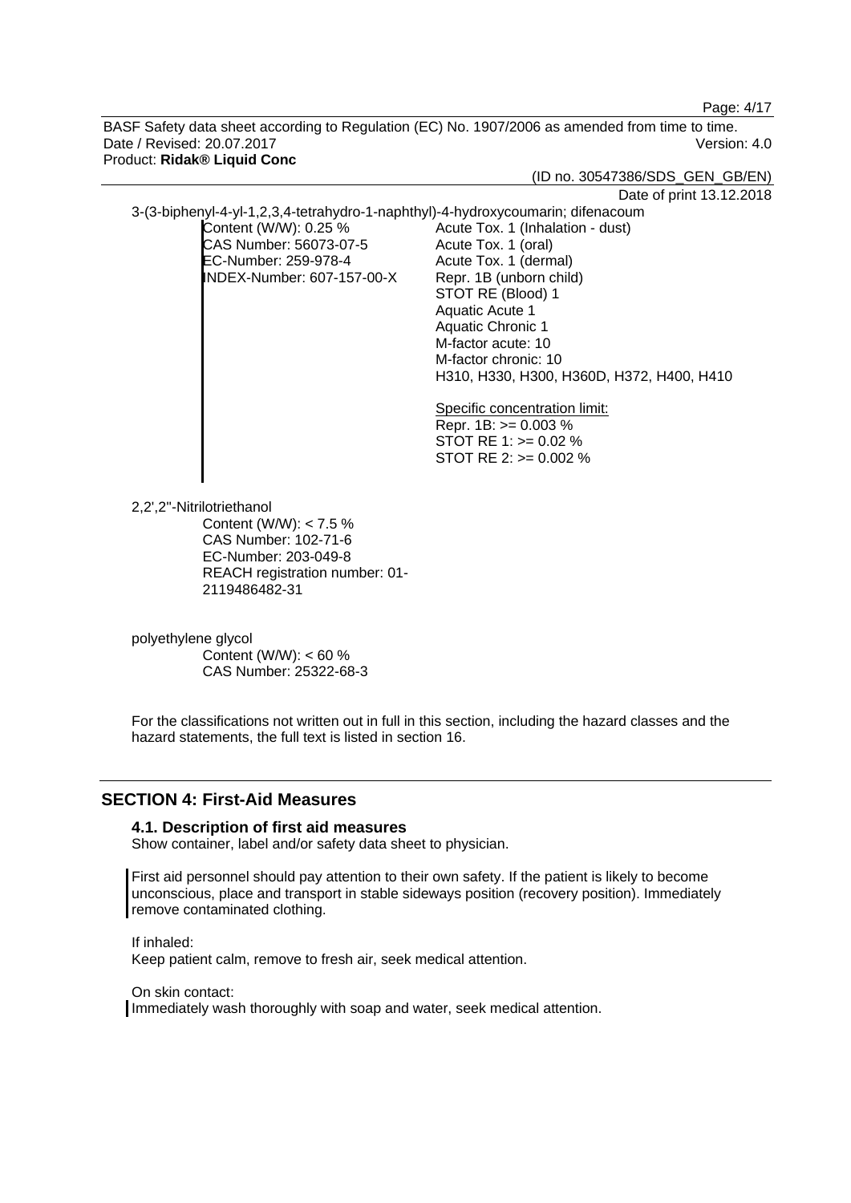3-(3-biphenyl-4-yl-1,2,3,4-tetrahydro-1-naphthyl)-4-hydroxycoumarin; difenacoum

| | |
|---|---|
| Content (W/W): 0.25 %<br>CAS Number: 56073-07-5<br>EC-Number: 259-978-4<br>INDEX-Number: 607-157-00-X | Acute Tox. 1 (Inhalation - dust)<br>Acute Tox. 1 (oral)<br>Acute Tox. 1 (dermal)<br>Repr. 1B (unborn child)<br>STOT RE (Blood) 1<br>Aquatic Acute 1<br>Aquatic Chronic 1<br>M-factor acute: 10<br>M-factor chronic: 10<br>H310, H330, H300, H360D, H372, H400, H410<br><br>Specific concentration limit:<br>Repr. 1B: >= 0.003 %<br>STOT RE 1: >= 0.02 %<br>STOT RE 2: >= 0.002 % |

2,2',2''-Nitrilotriethanol

Content (W/W): < 7.5 %
CAS Number: 102-71-6
EC-Number: 203-049-8
REACH registration number: 01-2119486482-31

polyethylene glycol

Content (W/W): < 60 %
CAS Number: 25322-68-3

For the classifications not written out in full in this section, including the hazard classes and the hazard statements, the full text is listed in section 16.

## SECTION 4: First-Aid Measures

### 4.1. Description of first aid measures

Show container, label and/or safety data sheet to physician.

First aid personnel should pay attention to their own safety. If the patient is likely to become unconscious, place and transport in stable sideways position (recovery position). Immediately remove contaminated clothing.

If inhaled:
Keep patient calm, remove to fresh air, seek medical attention.

On skin contact:
Immediately wash thoroughly with soap and water, seek medical attention.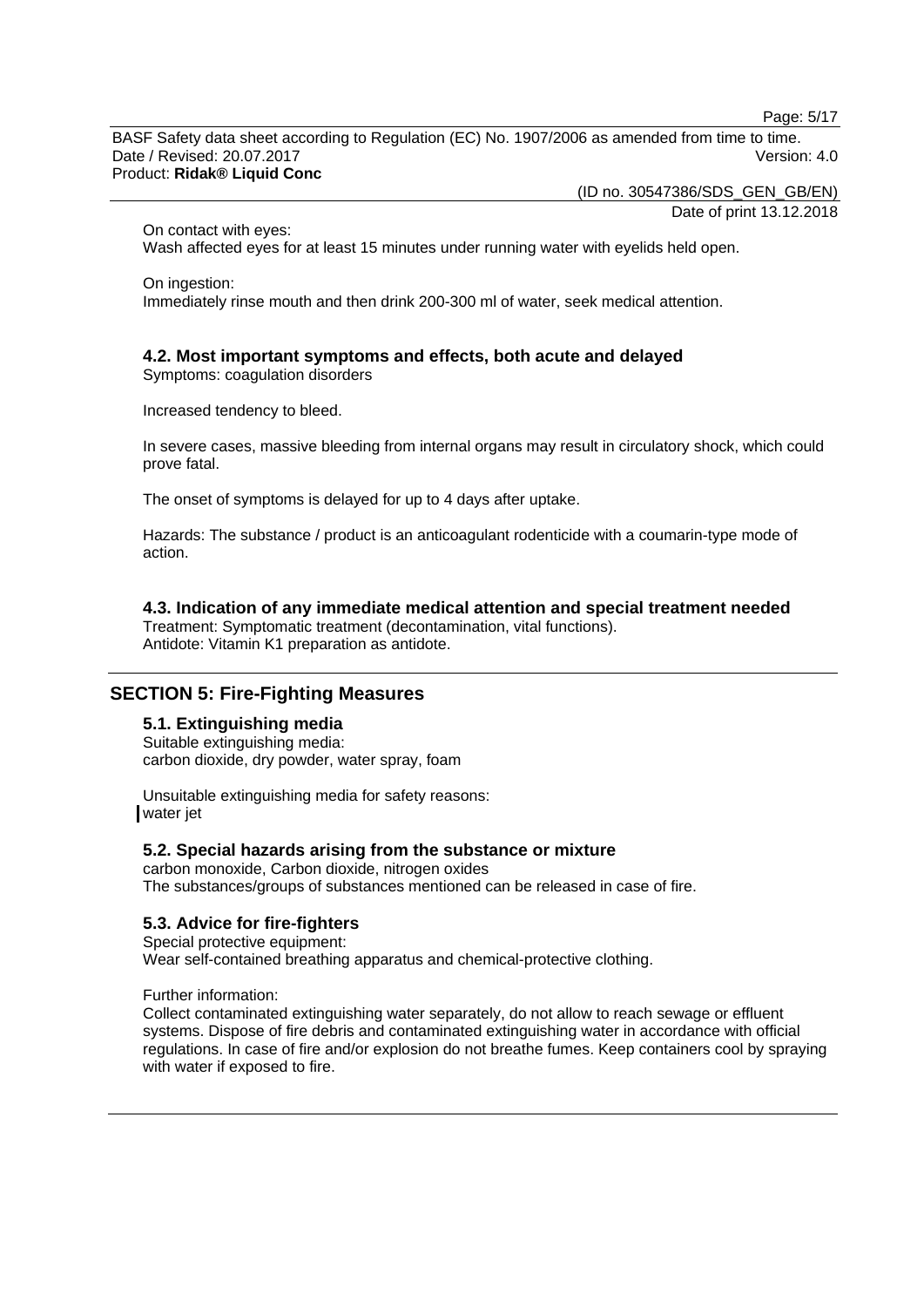On contact with eyes:
Wash affected eyes for at least 15 minutes under running water with eyelids held open.

On ingestion:
Immediately rinse mouth and then drink 200-300 ml of water, seek medical attention.

### 4.2. Most important symptoms and effects, both acute and delayed

Symptoms: coagulation disorders

Increased tendency to bleed.

In severe cases, massive bleeding from internal organs may result in circulatory shock, which could prove fatal.

The onset of symptoms is delayed for up to 4 days after uptake.

Hazards: The substance / product is an anticoagulant rodenticide with a coumarin-type mode of action.

### 4.3. Indication of any immediate medical attention and special treatment needed

Treatment: Symptomatic treatment (decontamination, vital functions).
Antidote: Vitamin K1 preparation as antidote.

## SECTION 5: Fire-Fighting Measures

### 5.1. Extinguishing media

Suitable extinguishing media:
carbon dioxide, dry powder, water spray, foam

Unsuitable extinguishing media for safety reasons:
water jet

### 5.2. Special hazards arising from the substance or mixture

carbon monoxide, Carbon dioxide, nitrogen oxides
The substances/groups of substances mentioned can be released in case of fire.

### 5.3. Advice for fire-fighters

Special protective equipment:
Wear self-contained breathing apparatus and chemical-protective clothing.

Further information:
Collect contaminated extinguishing water separately, do not allow to reach sewage or effluent systems. Dispose of fire debris and contaminated extinguishing water in accordance with official regulations. In case of fire and/or explosion do not breathe fumes. Keep containers cool by spraying with water if exposed to fire.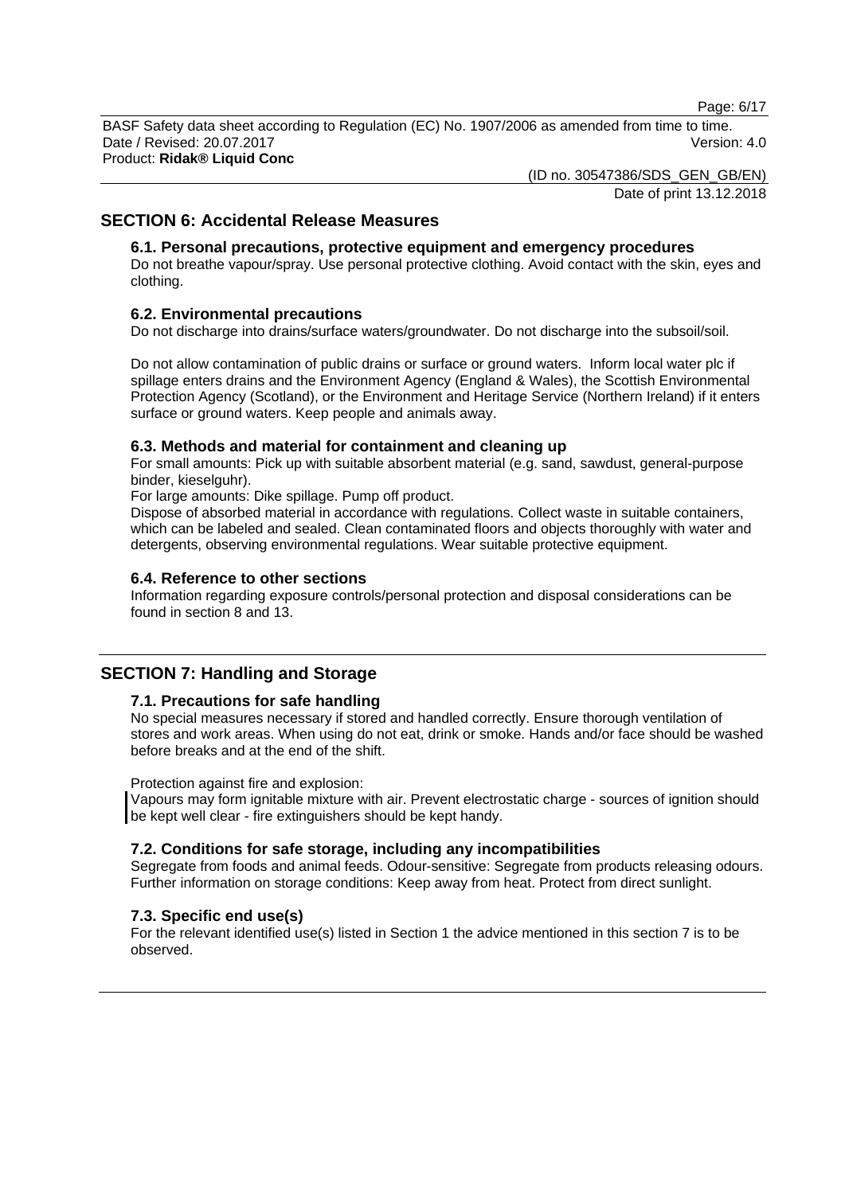## SECTION 6: Accidental Release Measures

### 6.1. Personal precautions, protective equipment and emergency procedures

Do not breathe vapour/spray. Use personal protective clothing. Avoid contact with the skin, eyes and clothing.

### 6.2. Environmental precautions

Do not discharge into drains/surface waters/groundwater. Do not discharge into the subsoil/soil.

Do not allow contamination of public drains or surface or ground waters. Inform local water plc if spillage enters drains and the Environment Agency (England & Wales), the Scottish Environmental Protection Agency (Scotland), or the Environment and Heritage Service (Northern Ireland) if it enters surface or ground waters. Keep people and animals away.

### 6.3. Methods and material for containment and cleaning up

For small amounts: Pick up with suitable absorbent material (e.g. sand, sawdust, general-purpose binder, kieselguhr).

For large amounts: Dike spillage. Pump off product.

Dispose of absorbed material in accordance with regulations. Collect waste in suitable containers, which can be labeled and sealed. Clean contaminated floors and objects thoroughly with water and detergents, observing environmental regulations. Wear suitable protective equipment.

### 6.4. Reference to other sections

Information regarding exposure controls/personal protection and disposal considerations can be found in section 8 and 13.

## SECTION 7: Handling and Storage

### 7.1. Precautions for safe handling

No special measures necessary if stored and handled correctly. Ensure thorough ventilation of stores and work areas. When using do not eat, drink or smoke. Hands and/or face should be washed before breaks and at the end of the shift.

Protection against fire and explosion:

Vapours may form ignitable mixture with air. Prevent electrostatic charge - sources of ignition should be kept well clear - fire extinguishers should be kept handy.

### 7.2. Conditions for safe storage, including any incompatibilities

Segregate from foods and animal feeds. Odour-sensitive: Segregate from products releasing odours. Further information on storage conditions: Keep away from heat. Protect from direct sunlight.

### 7.3. Specific end use(s)

For the relevant identified use(s) listed in Section 1 the advice mentioned in this section 7 is to be observed.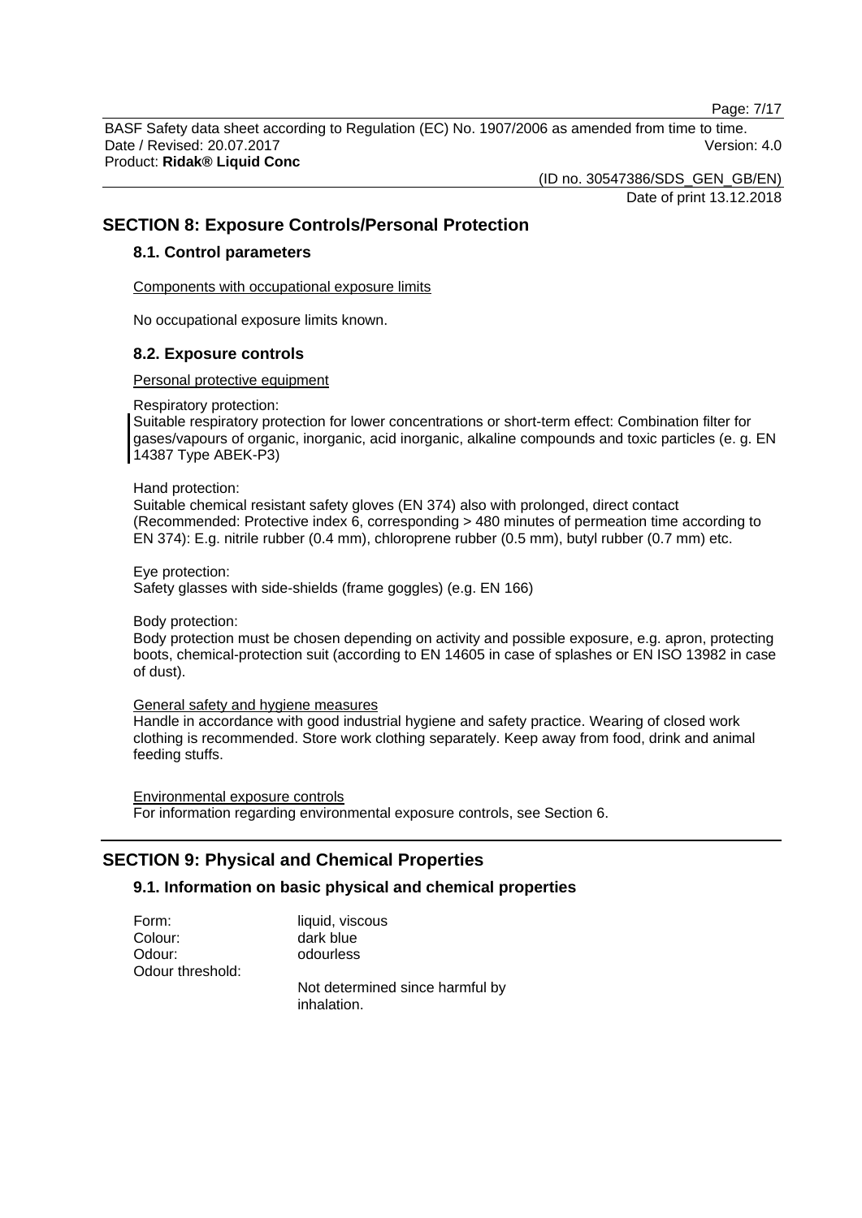## SECTION 8: Exposure Controls/Personal Protection

### 8.1. Control parameters

Components with occupational exposure limits

No occupational exposure limits known.

### 8.2. Exposure controls

Personal protective equipment

Respiratory protection:
Suitable respiratory protection for lower concentrations or short-term effect: Combination filter for gases/vapours of organic, inorganic, acid inorganic, alkaline compounds and toxic particles (e. g. EN 14387 Type ABEK-P3)

Hand protection:
Suitable chemical resistant safety gloves (EN 374) also with prolonged, direct contact (Recommended: Protective index 6, corresponding > 480 minutes of permeation time according to EN 374): E.g. nitrile rubber (0.4 mm), chloroprene rubber (0.5 mm), butyl rubber (0.7 mm) etc.

Eye protection:
Safety glasses with side-shields (frame goggles) (e.g. EN 166)

Body protection:
Body protection must be chosen depending on activity and possible exposure, e.g. apron, protecting boots, chemical-protection suit (according to EN 14605 in case of splashes or EN ISO 13982 in case of dust).

General safety and hygiene measures
Handle in accordance with good industrial hygiene and safety practice. Wearing of closed work clothing is recommended. Store work clothing separately. Keep away from food, drink and animal feeding stuffs.

Environmental exposure controls
For information regarding environmental exposure controls, see Section 6.

## SECTION 9: Physical and Chemical Properties

### 9.1. Information on basic physical and chemical properties

Form: liquid, viscous
Colour: dark blue
Odour: odourless
Odour threshold:
Not determined since harmful by inhalation.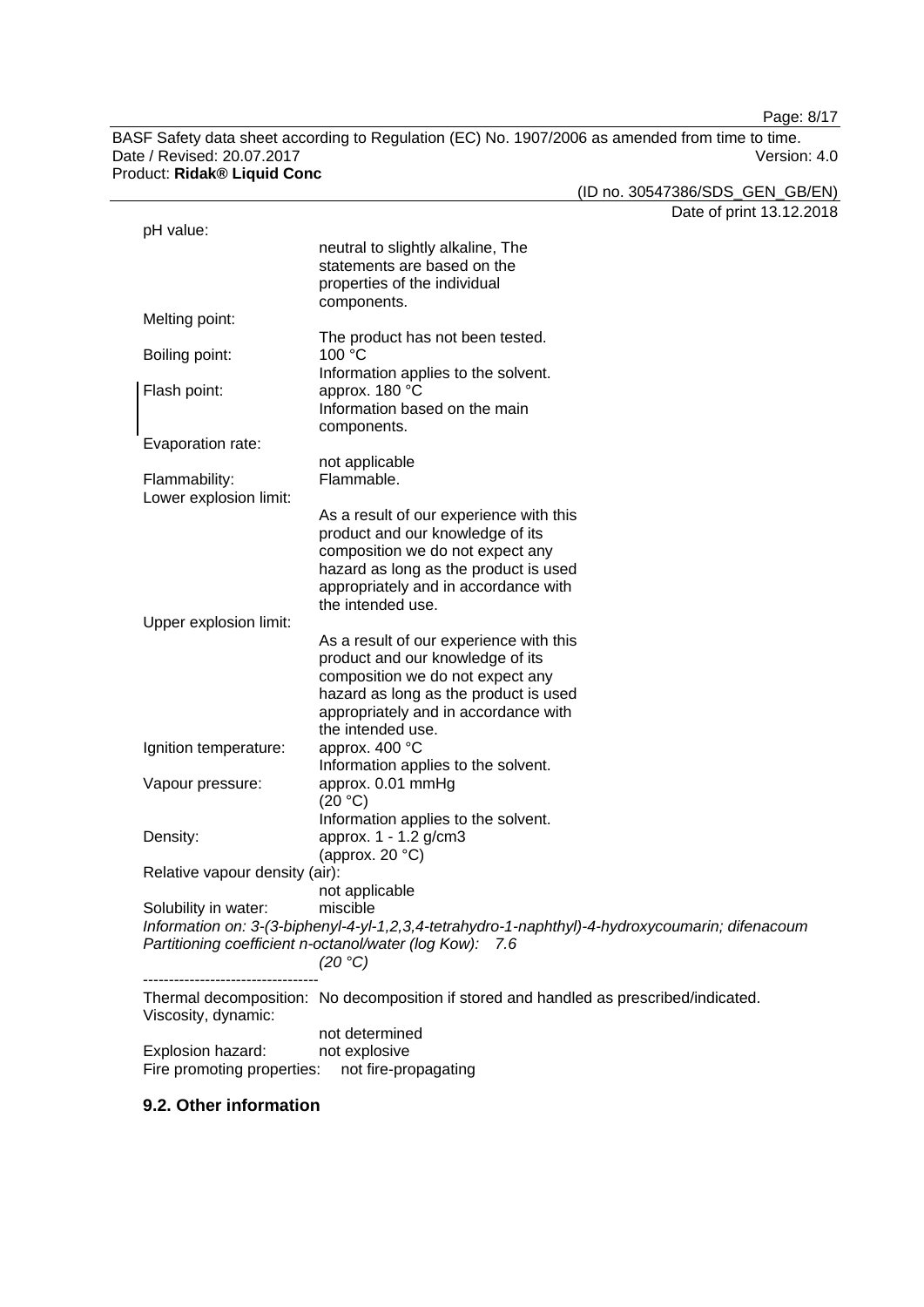pH value:
neutral to slightly alkaline, The statements are based on the properties of the individual components.

Melting point:
The product has not been tested.

Boiling point: 100 °C
Information applies to the solvent.

Flash point: approx. 180 °C
Information based on the main components.

Evaporation rate:
not applicable

Flammability: Flammable.

Lower explosion limit:
As a result of our experience with this product and our knowledge of its composition we do not expect any hazard as long as the product is used appropriately and in accordance with the intended use.

Upper explosion limit:
As a result of our experience with this product and our knowledge of its composition we do not expect any hazard as long as the product is used appropriately and in accordance with the intended use.

Ignition temperature: approx. 400 °C
Information applies to the solvent.

Vapour pressure: approx. 0.01 mmHg
(20 °C)
Information applies to the solvent.

Density: approx. 1 - 1.2 g/cm3
(approx. 20 °C)

Relative vapour density (air):
not applicable

Solubility in water: miscible

*Information on: 3-(3-biphenyl-4-yl-1,2,3,4-tetrahydro-1-naphthyl)-4-hydroxycoumarin; difenacoum*
*Partitioning coefficient n-octanol/water (log Kow): 7.6*
*(20 °C)*

----------------------------------

Thermal decomposition: No decomposition if stored and handled as prescribed/indicated.

Viscosity, dynamic:
not determined

Explosion hazard: not explosive

Fire promoting properties: not fire-propagating

### 9.2. Other information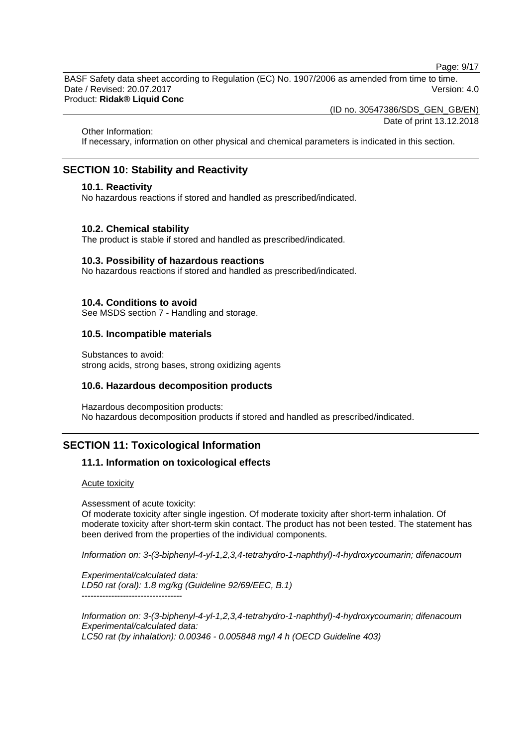Other Information:
If necessary, information on other physical and chemical parameters is indicated in this section.

## SECTION 10: Stability and Reactivity

### 10.1. Reactivity

No hazardous reactions if stored and handled as prescribed/indicated.

### 10.2. Chemical stability

The product is stable if stored and handled as prescribed/indicated.

### 10.3. Possibility of hazardous reactions

No hazardous reactions if stored and handled as prescribed/indicated.

### 10.4. Conditions to avoid

See MSDS section 7 - Handling and storage.

### 10.5. Incompatible materials

Substances to avoid:
strong acids, strong bases, strong oxidizing agents

### 10.6. Hazardous decomposition products

Hazardous decomposition products:
No hazardous decomposition products if stored and handled as prescribed/indicated.

## SECTION 11: Toxicological Information

### 11.1. Information on toxicological effects

Acute toxicity

Assessment of acute toxicity:
Of moderate toxicity after single ingestion. Of moderate toxicity after short-term inhalation. Of moderate toxicity after short-term skin contact. The product has not been tested. The statement has been derived from the properties of the individual components.

*Information on: 3-(3-biphenyl-4-yl-1,2,3,4-tetrahydro-1-naphthyl)-4-hydroxycoumarin; difenacoum*

*Experimental/calculated data:*
*LD50 rat (oral): 1.8 mg/kg (Guideline 92/69/EEC, B.1)*
----------------------------------

*Information on: 3-(3-biphenyl-4-yl-1,2,3,4-tetrahydro-1-naphthyl)-4-hydroxycoumarin; difenacoum*
*Experimental/calculated data:*
*LC50 rat (by inhalation): 0.00346 - 0.005848 mg/l 4 h (OECD Guideline 403)*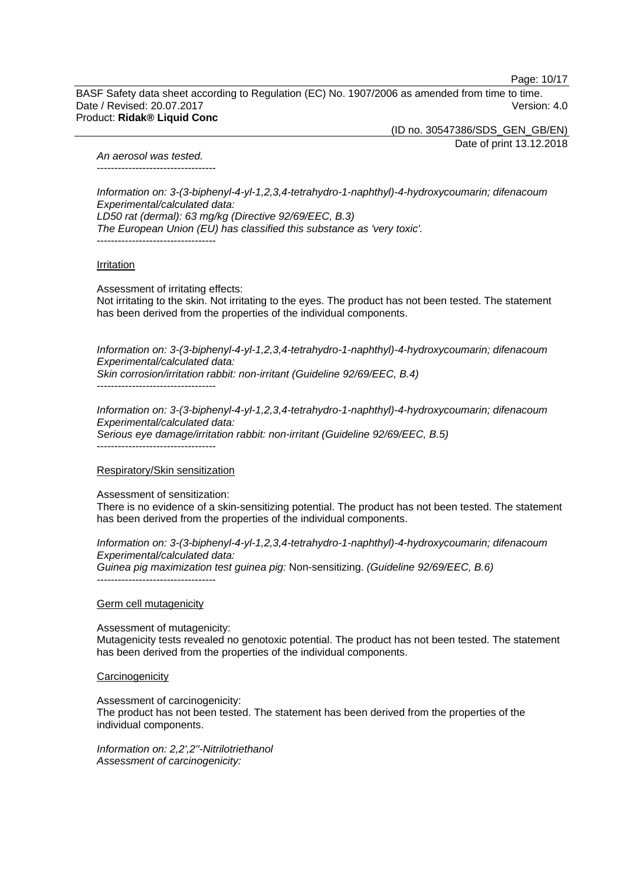*An aerosol was tested.*

----------------------------------

*Information on: 3-(3-biphenyl-4-yl-1,2,3,4-tetrahydro-1-naphthyl)-4-hydroxycoumarin; difenacoum*
*Experimental/calculated data:*
*LD50 rat (dermal): 63 mg/kg (Directive 92/69/EEC, B.3)*
*The European Union (EU) has classified this substance as 'very toxic'.*

----------------------------------

Irritation

Assessment of irritating effects:
Not irritating to the skin. Not irritating to the eyes. The product has not been tested. The statement has been derived from the properties of the individual components.

*Information on: 3-(3-biphenyl-4-yl-1,2,3,4-tetrahydro-1-naphthyl)-4-hydroxycoumarin; difenacoum*
*Experimental/calculated data:*
*Skin corrosion/irritation rabbit: non-irritant (Guideline 92/69/EEC, B.4)*

----------------------------------

*Information on: 3-(3-biphenyl-4-yl-1,2,3,4-tetrahydro-1-naphthyl)-4-hydroxycoumarin; difenacoum*
*Experimental/calculated data:*
*Serious eye damage/irritation rabbit: non-irritant (Guideline 92/69/EEC, B.5)*

----------------------------------

Respiratory/Skin sensitization

Assessment of sensitization:
There is no evidence of a skin-sensitizing potential. The product has not been tested. The statement has been derived from the properties of the individual components.

*Information on: 3-(3-biphenyl-4-yl-1,2,3,4-tetrahydro-1-naphthyl)-4-hydroxycoumarin; difenacoum*
*Experimental/calculated data:*
*Guinea pig maximization test guinea pig:* Non-sensitizing. *(Guideline 92/69/EEC, B.6)*

----------------------------------

Germ cell mutagenicity

Assessment of mutagenicity:
Mutagenicity tests revealed no genotoxic potential. The product has not been tested. The statement has been derived from the properties of the individual components.

Carcinogenicity

Assessment of carcinogenicity:
The product has not been tested. The statement has been derived from the properties of the individual components.

*Information on: 2,2',2''-Nitrilotriethanol*
*Assessment of carcinogenicity:*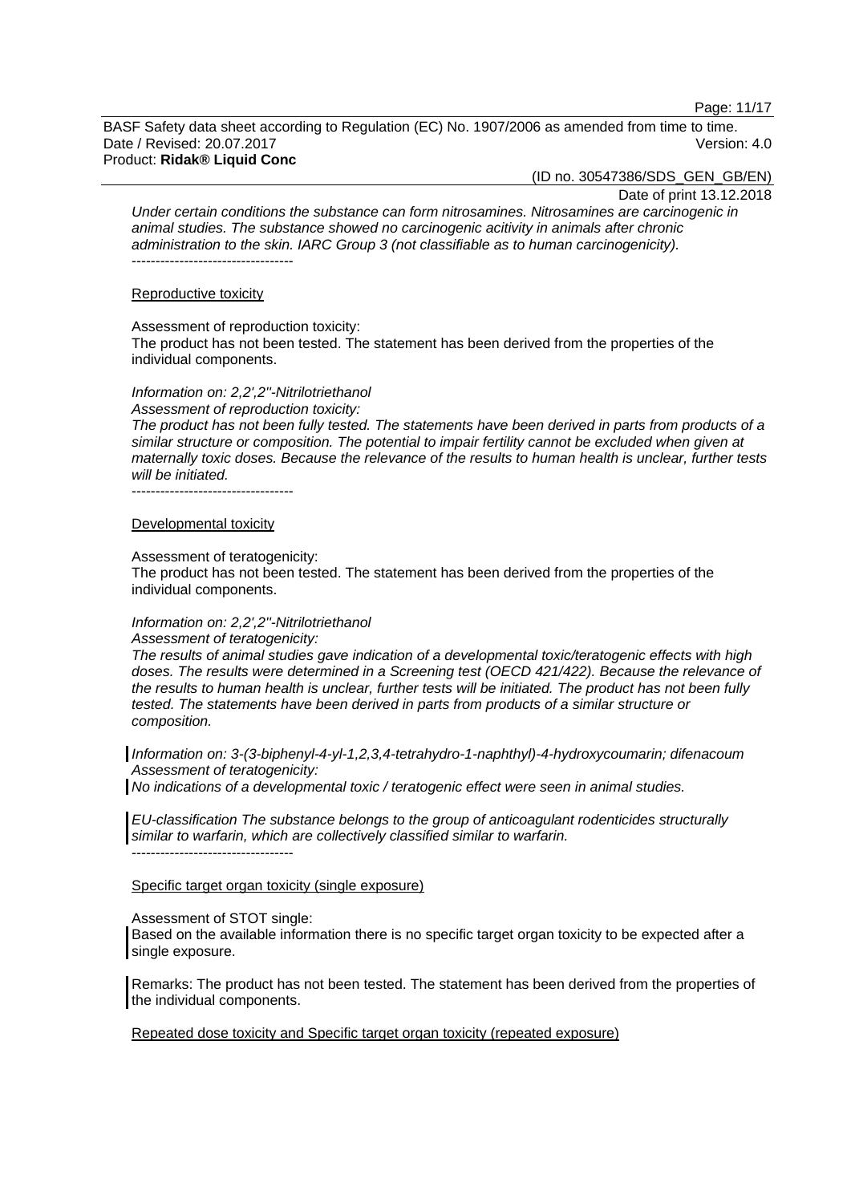*Under certain conditions the substance can form nitrosamines. Nitrosamines are carcinogenic in animal studies. The substance showed no carcinogenic acitivity in animals after chronic administration to the skin. IARC Group 3 (not classifiable as to human carcinogenicity).*

----------------------------------

Reproductive toxicity

Assessment of reproduction toxicity:
The product has not been tested. The statement has been derived from the properties of the individual components.

*Information on: 2,2',2''-Nitrilotriethanol*
*Assessment of reproduction toxicity:*
*The product has not been fully tested. The statements have been derived in parts from products of a similar structure or composition. The potential to impair fertility cannot be excluded when given at maternally toxic doses. Because the relevance of the results to human health is unclear, further tests will be initiated.*

----------------------------------

Developmental toxicity

Assessment of teratogenicity:
The product has not been tested. The statement has been derived from the properties of the individual components.

*Information on: 2,2',2''-Nitrilotriethanol*
*Assessment of teratogenicity:*
*The results of animal studies gave indication of a developmental toxic/teratogenic effects with high doses. The results were determined in a Screening test (OECD 421/422). Because the relevance of the results to human health is unclear, further tests will be initiated. The product has not been fully tested. The statements have been derived in parts from products of a similar structure or composition.*

*Information on: 3-(3-biphenyl-4-yl-1,2,3,4-tetrahydro-1-naphthyl)-4-hydroxycoumarin; difenacoum*
*Assessment of teratogenicity:*
*No indications of a developmental toxic / teratogenic effect were seen in animal studies.*

*EU-classification The substance belongs to the group of anticoagulant rodenticides structurally similar to warfarin, which are collectively classified similar to warfarin.*

----------------------------------

Specific target organ toxicity (single exposure)

Assessment of STOT single:
Based on the available information there is no specific target organ toxicity to be expected after a single exposure.

Remarks: The product has not been tested. The statement has been derived from the properties of the individual components.

Repeated dose toxicity and Specific target organ toxicity (repeated exposure)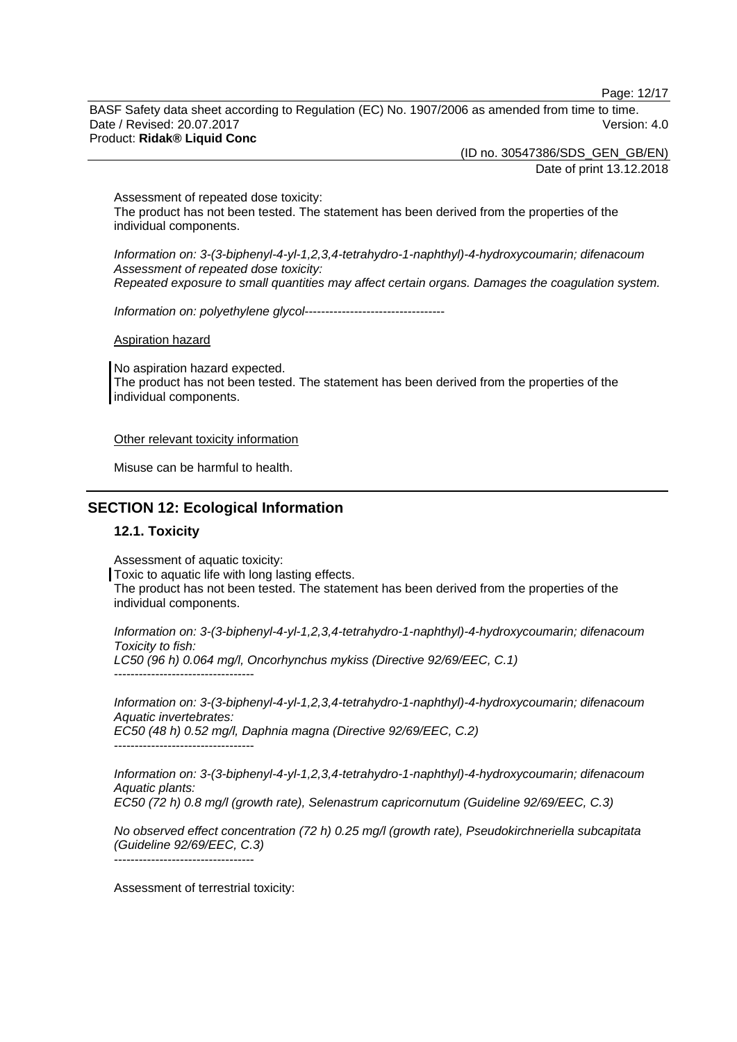Assessment of repeated dose toxicity:
The product has not been tested. The statement has been derived from the properties of the individual components.

*Information on: 3-(3-biphenyl-4-yl-1,2,3,4-tetrahydro-1-naphthyl)-4-hydroxycoumarin; difenacoum*
*Assessment of repeated dose toxicity:*
*Repeated exposure to small quantities may affect certain organs. Damages the coagulation system.*

*Information on: polyethylene glycol----------------------------------*

Aspiration hazard

No aspiration hazard expected.
The product has not been tested. The statement has been derived from the properties of the individual components.

Other relevant toxicity information

Misuse can be harmful to health.

## SECTION 12: Ecological Information

### 12.1. Toxicity

Assessment of aquatic toxicity:
Toxic to aquatic life with long lasting effects.
The product has not been tested. The statement has been derived from the properties of the individual components.

*Information on: 3-(3-biphenyl-4-yl-1,2,3,4-tetrahydro-1-naphthyl)-4-hydroxycoumarin; difenacoum*
*Toxicity to fish:*
*LC50 (96 h) 0.064 mg/l, Oncorhynchus mykiss (Directive 92/69/EEC, C.1)*
*----------------------------------*

*Information on: 3-(3-biphenyl-4-yl-1,2,3,4-tetrahydro-1-naphthyl)-4-hydroxycoumarin; difenacoum*
*Aquatic invertebrates:*
*EC50 (48 h) 0.52 mg/l, Daphnia magna (Directive 92/69/EEC, C.2)*
*----------------------------------*

*Information on: 3-(3-biphenyl-4-yl-1,2,3,4-tetrahydro-1-naphthyl)-4-hydroxycoumarin; difenacoum*
*Aquatic plants:*
*EC50 (72 h) 0.8 mg/l (growth rate), Selenastrum capricornutum (Guideline 92/69/EEC, C.3)*

*No observed effect concentration (72 h) 0.25 mg/l (growth rate), Pseudokirchneriella subcapitata (Guideline 92/69/EEC, C.3)*
*----------------------------------*

Assessment of terrestrial toxicity: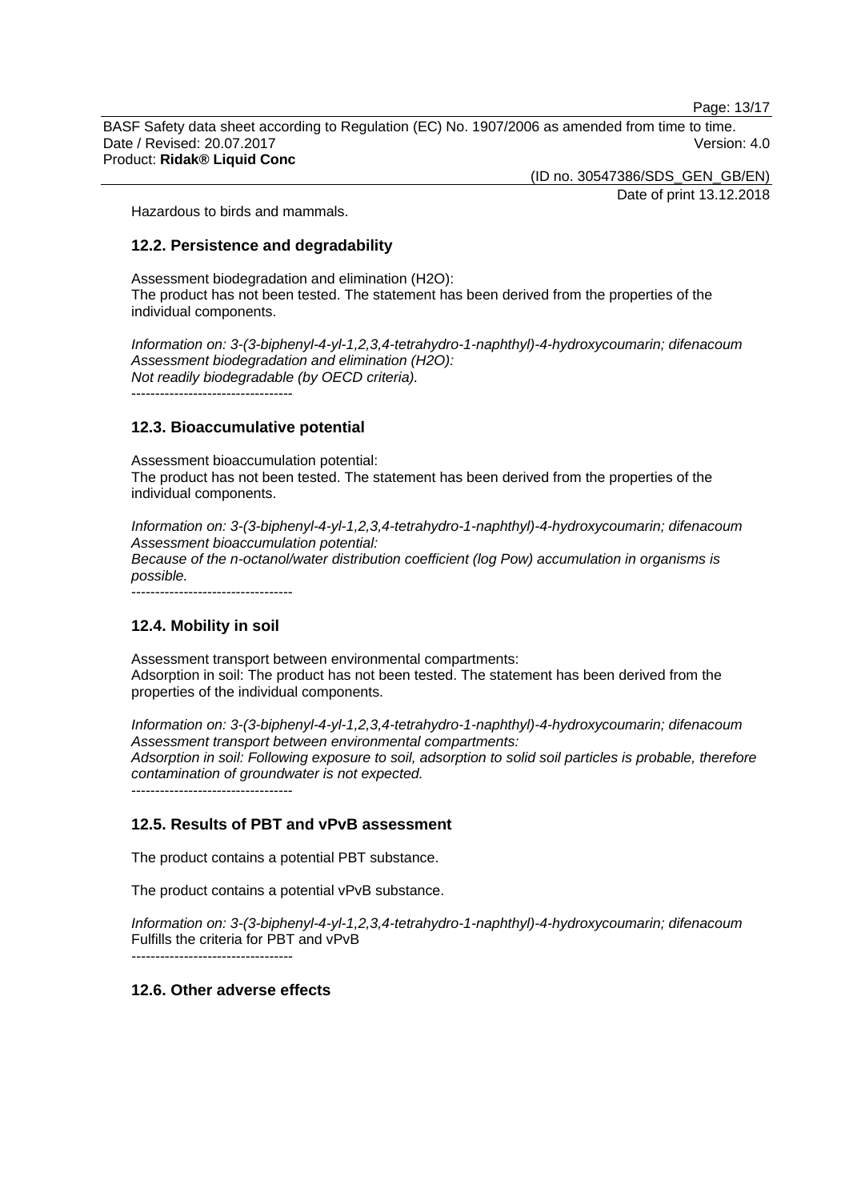Hazardous to birds and mammals.

### 12.2. Persistence and degradability

Assessment biodegradation and elimination ($H_2O$):
The product has not been tested. The statement has been derived from the properties of the individual components.

*Information on: 3-(3-biphenyl-4-yl-1,2,3,4-tetrahydro-1-naphthyl)-4-hydroxycoumarin; difenacoum*
*Assessment biodegradation and elimination ($H_2O$):*
*Not readily biodegradable (by OECD criteria).*
----------------------------------

### 12.3. Bioaccumulative potential

Assessment bioaccumulation potential:
The product has not been tested. The statement has been derived from the properties of the individual components.

*Information on: 3-(3-biphenyl-4-yl-1,2,3,4-tetrahydro-1-naphthyl)-4-hydroxycoumarin; difenacoum*
*Assessment bioaccumulation potential:*
*Because of the n-octanol/water distribution coefficient (log Pow) accumulation in organisms is possible.*
----------------------------------

### 12.4. Mobility in soil

Assessment transport between environmental compartments:
Adsorption in soil: The product has not been tested. The statement has been derived from the properties of the individual components.

*Information on: 3-(3-biphenyl-4-yl-1,2,3,4-tetrahydro-1-naphthyl)-4-hydroxycoumarin; difenacoum*
*Assessment transport between environmental compartments:*
*Adsorption in soil: Following exposure to soil, adsorption to solid soil particles is probable, therefore contamination of groundwater is not expected.*
----------------------------------

### 12.5. Results of PBT and vPvB assessment

The product contains a potential PBT substance.

The product contains a potential vPvB substance.

*Information on: 3-(3-biphenyl-4-yl-1,2,3,4-tetrahydro-1-naphthyl)-4-hydroxycoumarin; difenacoum*
Fulfills the criteria for PBT and vPvB
----------------------------------

### 12.6. Other adverse effects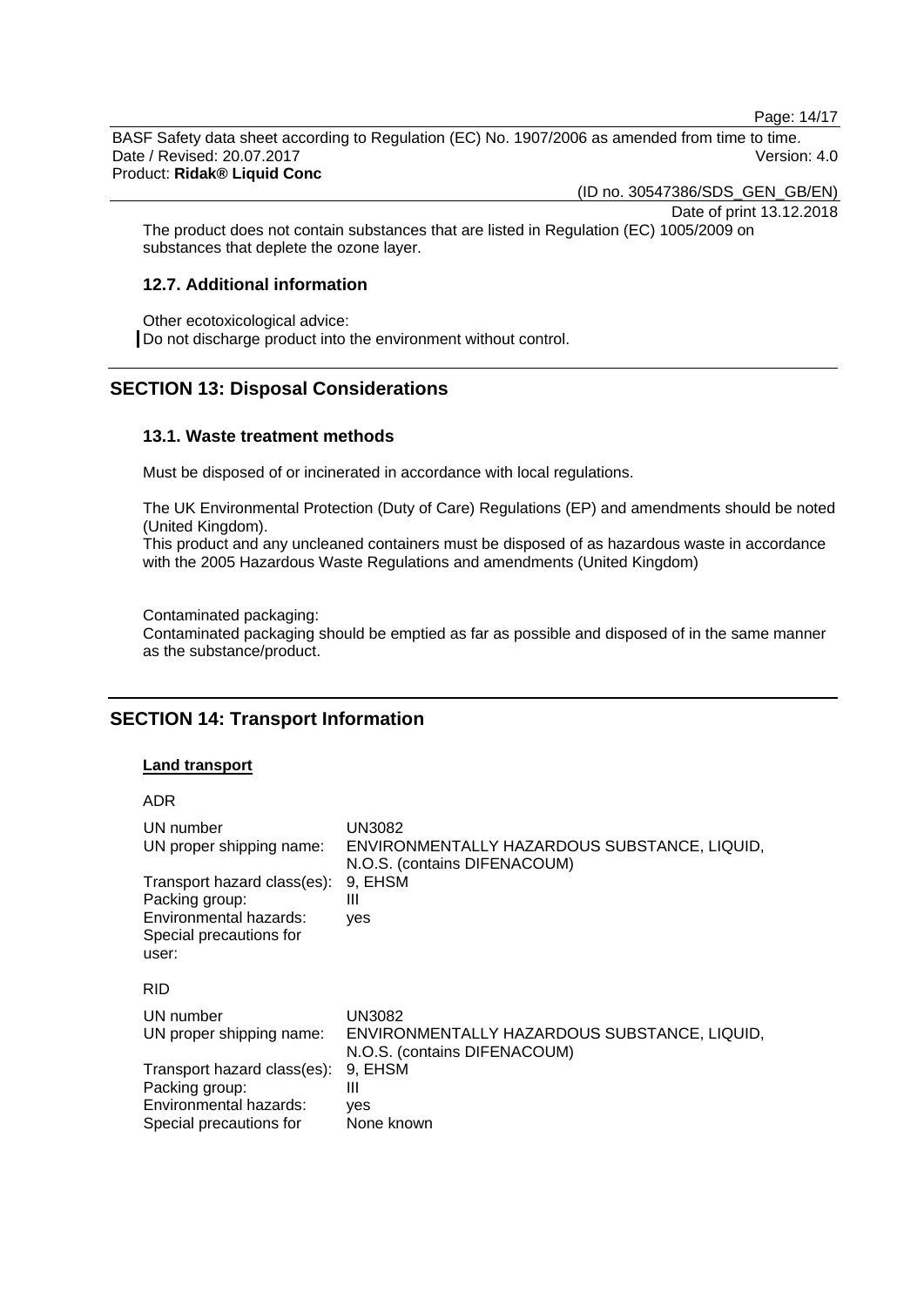The product does not contain substances that are listed in Regulation (EC) 1005/2009 on substances that deplete the ozone layer.

### 12.7. Additional information

Other ecotoxicological advice:
Do not discharge product into the environment without control.

## SECTION 13: Disposal Considerations

### 13.1. Waste treatment methods

Must be disposed of or incinerated in accordance with local regulations.

The UK Environmental Protection (Duty of Care) Regulations (EP) and amendments should be noted (United Kingdom).
This product and any uncleaned containers must be disposed of as hazardous waste in accordance with the 2005 Hazardous Waste Regulations and amendments (United Kingdom)

Contaminated packaging:
Contaminated packaging should be emptied as far as possible and disposed of in the same manner as the substance/product.

## SECTION 14: Transport Information

**Land transport**

ADR

| | |
|---|---|
| UN number | UN3082 |
| UN proper shipping name: | ENVIRONMENTALLY HAZARDOUS SUBSTANCE, LIQUID, N.O.S. (contains DIFENACOUM) |
| Transport hazard class(es): | 9, EHSM |
| Packing group: | III |
| Environmental hazards: | yes |
| Special precautions for user: | |

RID

| | |
|---|---|
| UN number | UN3082 |
| UN proper shipping name: | ENVIRONMENTALLY HAZARDOUS SUBSTANCE, LIQUID, N.O.S. (contains DIFENACOUM) |
| Transport hazard class(es): | 9, EHSM |
| Packing group: | III |
| Environmental hazards: | yes |
| Special precautions for | None known |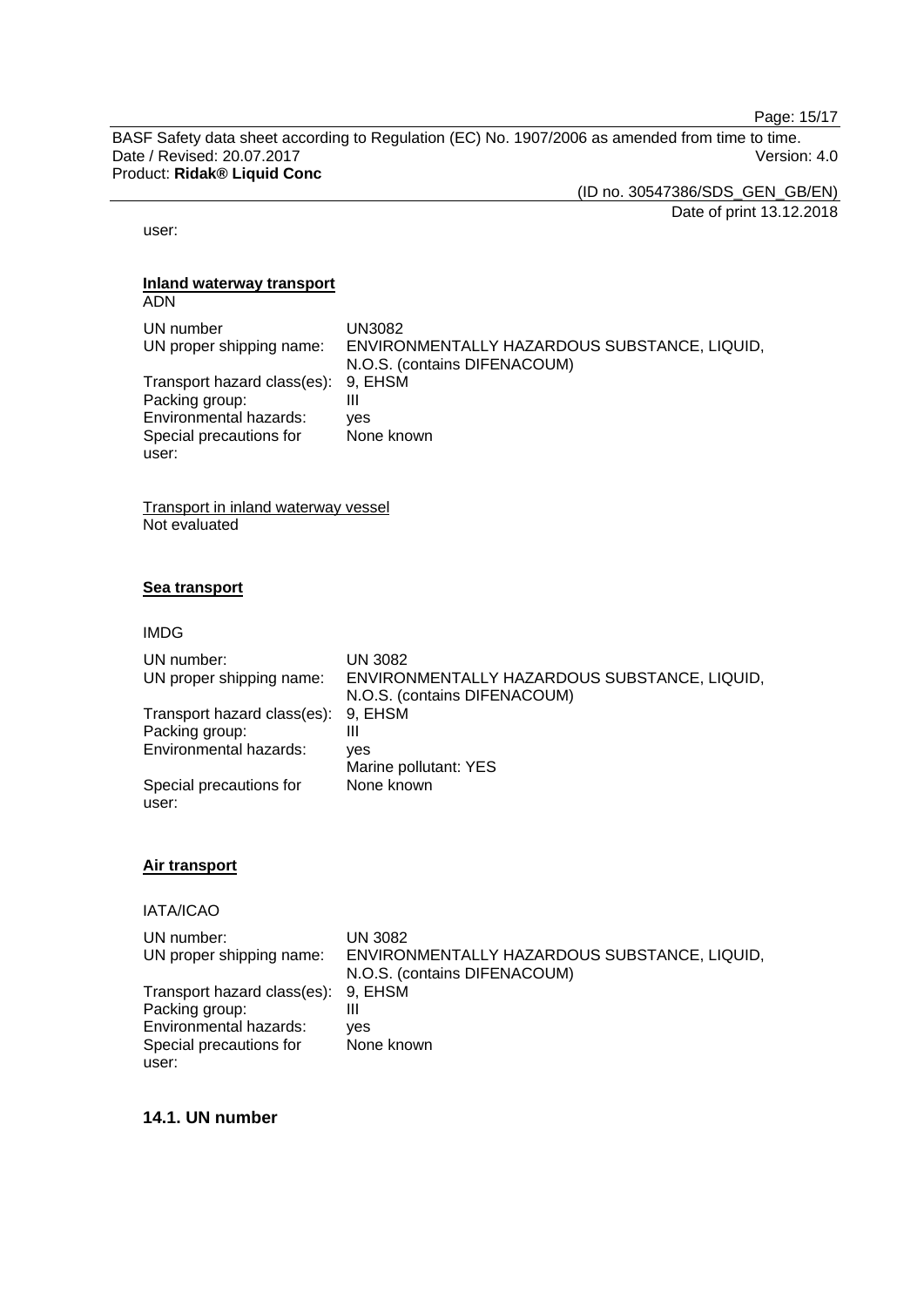user:

**Inland waterway transport**

ADN

| | |
|---|---|
| UN number | UN3082 |
| UN proper shipping name: | ENVIRONMENTALLY HAZARDOUS SUBSTANCE, LIQUID, N.O.S. (contains DIFENACOUM) |
| Transport hazard class(es): | 9, EHSM |
| Packing group: | III |
| Environmental hazards: | yes |
| Special precautions for user: | None known |

Transport in inland waterway vessel

Not evaluated

**Sea transport**

IMDG

| | |
|---|---|
| UN number: | UN 3082 |
| UN proper shipping name: | ENVIRONMENTALLY HAZARDOUS SUBSTANCE, LIQUID, N.O.S. (contains DIFENACOUM) |
| Transport hazard class(es): | 9, EHSM |
| Packing group: | III |
| Environmental hazards: | yes<br>Marine pollutant: YES |
| Special precautions for user: | None known |

**Air transport**

IATA/ICAO

| | |
|---|---|
| UN number: | UN 3082 |
| UN proper shipping name: | ENVIRONMENTALLY HAZARDOUS SUBSTANCE, LIQUID, N.O.S. (contains DIFENACOUM) |
| Transport hazard class(es): | 9, EHSM |
| Packing group: | III |
| Environmental hazards: | yes |
| Special precautions for user: | None known |

## 14.1. UN number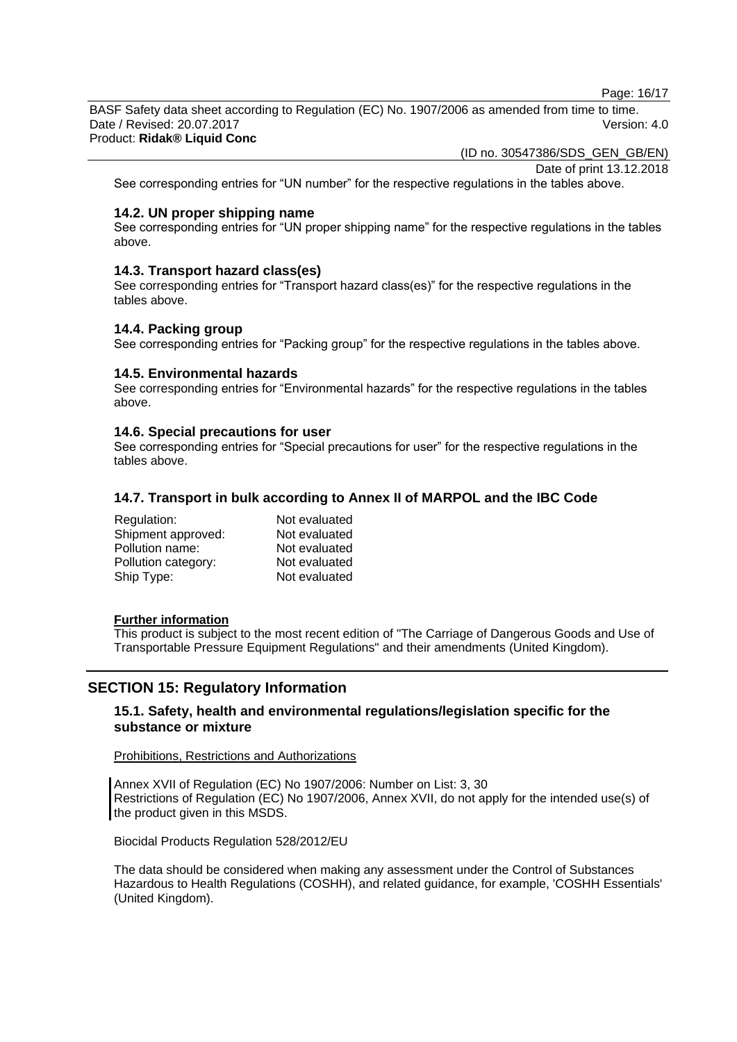See corresponding entries for “UN number” for the respective regulations in the tables above.

### 14.2. UN proper shipping name

See corresponding entries for “UN proper shipping name” for the respective regulations in the tables above.

### 14.3. Transport hazard class(es)

See corresponding entries for “Transport hazard class(es)” for the respective regulations in the tables above.

### 14.4. Packing group

See corresponding entries for “Packing group” for the respective regulations in the tables above.

### 14.5. Environmental hazards

See corresponding entries for “Environmental hazards” for the respective regulations in the tables above.

### 14.6. Special precautions for user

See corresponding entries for “Special precautions for user” for the respective regulations in the tables above.

### 14.7. Transport in bulk according to Annex II of MARPOL and the IBC Code

| | |
|---|---|
| Regulation: | Not evaluated |
| Shipment approved: | Not evaluated |
| Pollution name: | Not evaluated |
| Pollution category: | Not evaluated |
| Ship Type: | Not evaluated |

**Further information**

This product is subject to the most recent edition of "The Carriage of Dangerous Goods and Use of Transportable Pressure Equipment Regulations" and their amendments (United Kingdom).

## SECTION 15: Regulatory Information

### 15.1. Safety, health and environmental regulations/legislation specific for the substance or mixture

Prohibitions, Restrictions and Authorizations

Annex XVII of Regulation (EC) No 1907/2006: Number on List: 3, 30
Restrictions of Regulation (EC) No 1907/2006, Annex XVII, do not apply for the intended use(s) of the product given in this MSDS.

Biocidal Products Regulation 528/2012/EU

The data should be considered when making any assessment under the Control of Substances Hazardous to Health Regulations (COSHH), and related guidance, for example, 'COSHH Essentials' (United Kingdom).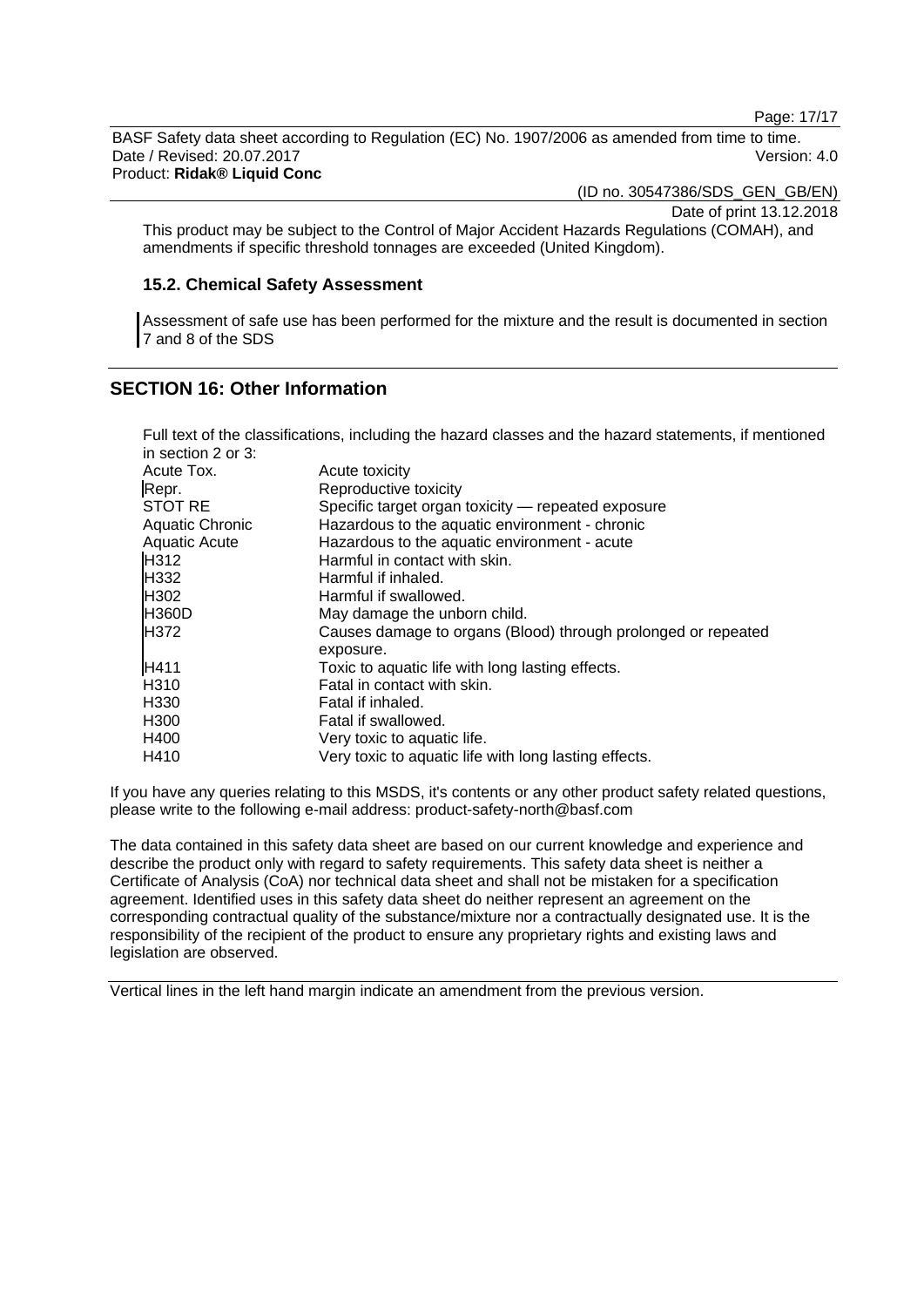This product may be subject to the Control of Major Accident Hazards Regulations (COMAH), and amendments if specific threshold tonnages are exceeded (United Kingdom).

### 15.2. Chemical Safety Assessment

Assessment of safe use has been performed for the mixture and the result is documented in section 7 and 8 of the SDS

## SECTION 16: Other Information

Full text of the classifications, including the hazard classes and the hazard statements, if mentioned in section 2 or 3:

| | |
|---|---|
| Acute Tox. | Acute toxicity |
| Repr. | Reproductive toxicity |
| STOT RE | Specific target organ toxicity — repeated exposure |
| Aquatic Chronic | Hazardous to the aquatic environment - chronic |
| Aquatic Acute | Hazardous to the aquatic environment - acute |
| H312 | Harmful in contact with skin. |
| H332 | Harmful if inhaled. |
| H302 | Harmful if swallowed. |
| H360D | May damage the unborn child. |
| H372 | Causes damage to organs (Blood) through prolonged or repeated exposure. |
| H411 | Toxic to aquatic life with long lasting effects. |
| H310 | Fatal in contact with skin. |
| H330 | Fatal if inhaled. |
| H300 | Fatal if swallowed. |
| H400 | Very toxic to aquatic life. |
| H410 | Very toxic to aquatic life with long lasting effects. |

If you have any queries relating to this MSDS, it's contents or any other product safety related questions, please write to the following e-mail address: product-safety-north@basf.com

The data contained in this safety data sheet are based on our current knowledge and experience and describe the product only with regard to safety requirements. This safety data sheet is neither a Certificate of Analysis (CoA) nor technical data sheet and shall not be mistaken for a specification agreement. Identified uses in this safety data sheet do neither represent an agreement on the corresponding contractual quality of the substance/mixture nor a contractually designated use. It is the responsibility of the recipient of the product to ensure any proprietary rights and existing laws and legislation are observed.

Vertical lines in the left hand margin indicate an amendment from the previous version.